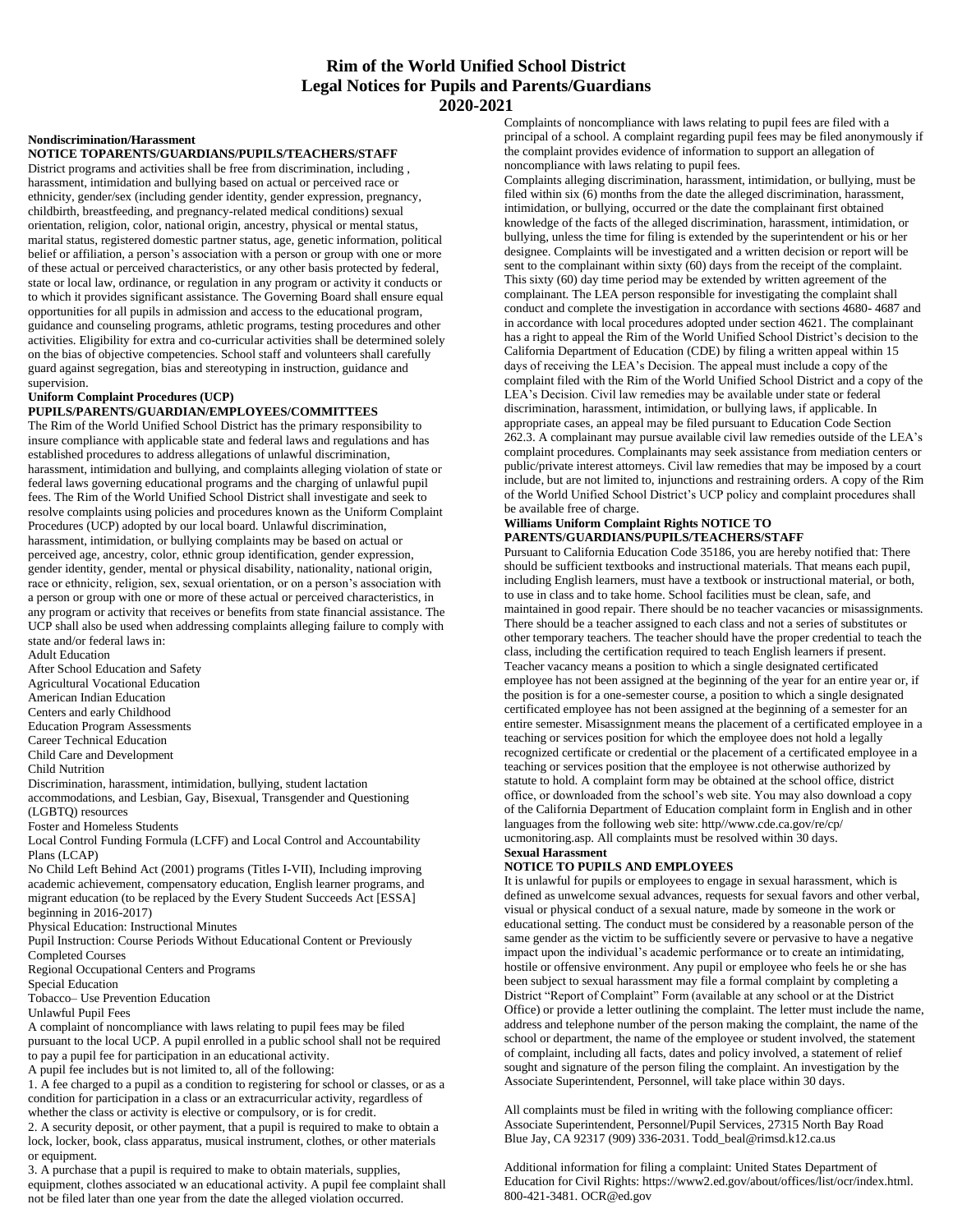# Rim of the World Unified School District
# Legal Notices for Pupils and Parents/Guardians
# 2020-2021

**Nondiscrimination/Harassment**

**NOTICE TOPARENTS/GUARDIANS/PUPILS/TEACHERS/STAFF**

District programs and activities shall be free from discrimination, including , harassment, intimidation and bullying based on actual or perceived race or ethnicity, gender/sex (including gender identity, gender expression, pregnancy, childbirth, breastfeeding, and pregnancy-related medical conditions) sexual orientation, religion, color, national origin, ancestry, physical or mental status, marital status, registered domestic partner status, age, genetic information, political belief or affiliation, a person's association with a person or group with one or more of these actual or perceived characteristics, or any other basis protected by federal, state or local law, ordinance, or regulation in any program or activity it conducts or to which it provides significant assistance. The Governing Board shall ensure equal opportunities for all pupils in admission and access to the educational program, guidance and counseling programs, athletic programs, testing procedures and other activities. Eligibility for extra and co-curricular activities shall be determined solely on the bias of objective competencies. School staff and volunteers shall carefully guard against segregation, bias and stereotyping in instruction, guidance and supervision.

**Uniform Complaint Procedures (UCP)**

**PUPILS/PARENTS/GUARDIAN/EMPLOYEES/COMMITTEES**

The Rim of the World Unified School District has the primary responsibility to insure compliance with applicable state and federal laws and regulations and has established procedures to address allegations of unlawful discrimination, harassment, intimidation and bullying, and complaints alleging violation of state or federal laws governing educational programs and the charging of unlawful pupil fees. The Rim of the World Unified School District shall investigate and seek to resolve complaints using policies and procedures known as the Uniform Complaint Procedures (UCP) adopted by our local board. Unlawful discrimination, harassment, intimidation, or bullying complaints may be based on actual or perceived age, ancestry, color, ethnic group identification, gender expression, gender identity, gender, mental or physical disability, nationality, national origin, race or ethnicity, religion, sex, sexual orientation, or on a person's association with a person or group with one or more of these actual or perceived characteristics, in any program or activity that receives or benefits from state financial assistance. The UCP shall also be used when addressing complaints alleging failure to comply with state and/or federal laws in:

Adult Education
After School Education and Safety
Agricultural Vocational Education
American Indian Education
Centers and early Childhood
Education Program Assessments
Career Technical Education
Child Care and Development
Child Nutrition
Discrimination, harassment, intimidation, bullying, student lactation accommodations, and Lesbian, Gay, Bisexual, Transgender and Questioning (LGBTQ) resources
Foster and Homeless Students
Local Control Funding Formula (LCFF) and Local Control and Accountability Plans (LCAP)
No Child Left Behind Act (2001) programs (Titles I-VII), Including improving academic achievement, compensatory education, English learner programs, and migrant education (to be replaced by the Every Student Succeeds Act [ESSA] beginning in 2016-2017)
Physical Education: Instructional Minutes
Pupil Instruction: Course Periods Without Educational Content or Previously Completed Courses
Regional Occupational Centers and Programs
Special Education
Tobacco– Use Prevention Education
Unlawful Pupil Fees

A complaint of noncompliance with laws relating to pupil fees may be filed pursuant to the local UCP. A pupil enrolled in a public school shall not be required to pay a pupil fee for participation in an educational activity.

A pupil fee includes but is not limited to, all of the following:

1. A fee charged to a pupil as a condition to registering for school or classes, or as a condition for participation in a class or an extracurricular activity, regardless of whether the class or activity is elective or compulsory, or is for credit.
2. A security deposit, or other payment, that a pupil is required to make to obtain a lock, locker, book, class apparatus, musical instrument, clothes, or other materials or equipment.
3. A purchase that a pupil is required to make to obtain materials, supplies, equipment, clothes associated w an educational activity. A pupil fee complaint shall not be filed later than one year from the date the alleged violation occurred.

Complaints of noncompliance with laws relating to pupil fees are filed with a principal of a school. A complaint regarding pupil fees may be filed anonymously if the complaint provides evidence of information to support an allegation of noncompliance with laws relating to pupil fees.

Complaints alleging discrimination, harassment, intimidation, or bullying, must be filed within six (6) months from the date the alleged discrimination, harassment, intimidation, or bullying, occurred or the date the complainant first obtained knowledge of the facts of the alleged discrimination, harassment, intimidation, or bullying, unless the time for filing is extended by the superintendent or his or her designee. Complaints will be investigated and a written decision or report will be sent to the complainant within sixty (60) days from the receipt of the complaint. This sixty (60) day time period may be extended by written agreement of the complainant. The LEA person responsible for investigating the complaint shall conduct and complete the investigation in accordance with sections 4680- 4687 and in accordance with local procedures adopted under section 4621. The complainant has a right to appeal the Rim of the World Unified School District's decision to the California Department of Education (CDE) by filing a written appeal within 15 days of receiving the LEA's Decision. The appeal must include a copy of the complaint filed with the Rim of the World Unified School District and a copy of the LEA's Decision. Civil law remedies may be available under state or federal discrimination, harassment, intimidation, or bullying laws, if applicable. In appropriate cases, an appeal may be filed pursuant to Education Code Section 262.3. A complainant may pursue available civil law remedies outside of the LEA's complaint procedures. Complainants may seek assistance from mediation centers or public/private interest attorneys. Civil law remedies that may be imposed by a court include, but are not limited to, injunctions and restraining orders. A copy of the Rim of the World Unified School District's UCP policy and complaint procedures shall be available free of charge.

**Williams Uniform Complaint Rights NOTICE TO PARENTS/GUARDIANS/PUPILS/TEACHERS/STAFF**

Pursuant to California Education Code 35186, you are hereby notified that: There should be sufficient textbooks and instructional materials. That means each pupil, including English learners, must have a textbook or instructional material, or both, to use in class and to take home. School facilities must be clean, safe, and maintained in good repair. There should be no teacher vacancies or misassignments. There should be a teacher assigned to each class and not a series of substitutes or other temporary teachers. The teacher should have the proper credential to teach the class, including the certification required to teach English learners if present. Teacher vacancy means a position to which a single designated certificated employee has not been assigned at the beginning of the year for an entire year or, if the position is for a one-semester course, a position to which a single designated certificated employee has not been assigned at the beginning of a semester for an entire semester. Misassignment means the placement of a certificated employee in a teaching or services position for which the employee does not hold a legally recognized certificate or credential or the placement of a certificated employee in a teaching or services position that the employee is not otherwise authorized by statute to hold. A complaint form may be obtained at the school office, district office, or downloaded from the school's web site. You may also download a copy of the California Department of Education complaint form in English and in other languages from the following web site: http//www.cde.ca.gov/re/cp/ ucmonitoring.asp. All complaints must be resolved within 30 days.

**Sexual Harassment**

**NOTICE TO PUPILS AND EMPLOYEES**

It is unlawful for pupils or employees to engage in sexual harassment, which is defined as unwelcome sexual advances, requests for sexual favors and other verbal, visual or physical conduct of a sexual nature, made by someone in the work or educational setting. The conduct must be considered by a reasonable person of the same gender as the victim to be sufficiently severe or pervasive to have a negative impact upon the individual's academic performance or to create an intimidating, hostile or offensive environment. Any pupil or employee who feels he or she has been subject to sexual harassment may file a formal complaint by completing a District "Report of Complaint" Form (available at any school or at the District Office) or provide a letter outlining the complaint. The letter must include the name, address and telephone number of the person making the complaint, the name of the school or department, the name of the employee or student involved, the statement of complaint, including all facts, dates and policy involved, a statement of relief sought and signature of the person filing the complaint. An investigation by the Associate Superintendent, Personnel, will take place within 30 days.

All complaints must be filed in writing with the following compliance officer: Associate Superintendent, Personnel/Pupil Services, 27315 North Bay Road Blue Jay, CA 92317 (909) 336-2031. Todd_beal@rimsd.k12.ca.us

Additional information for filing a complaint: United States Department of Education for Civil Rights: https://www2.ed.gov/about/offices/list/ocr/index.html. 800-421-3481. OCR@ed.gov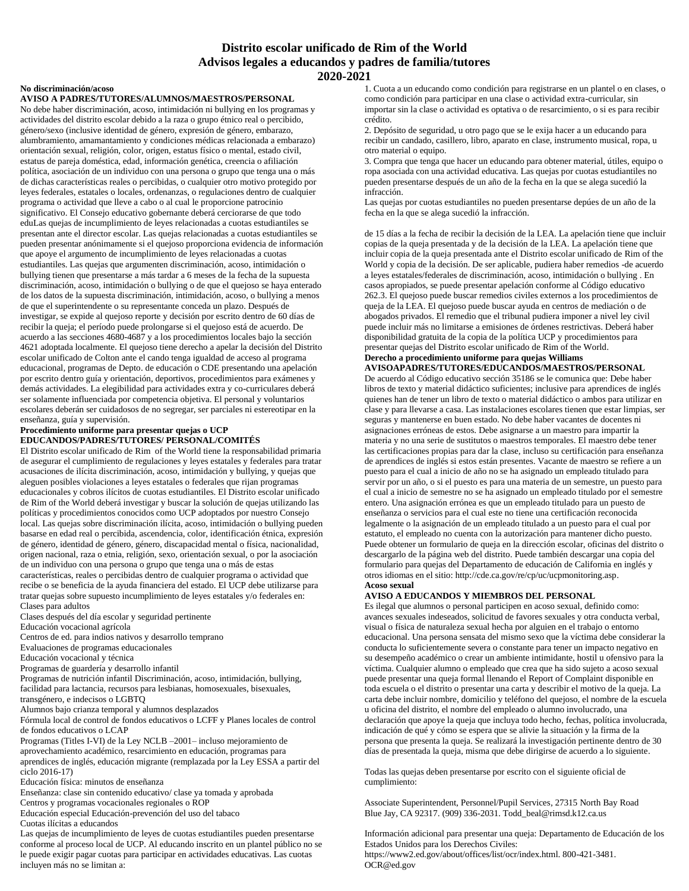# Distrito escolar unificado de Rim of the World
# Advisos legales a educandos y padres de familia/tutores
# 2020-2021

**No discriminación/acoso**
**AVISO A PADRES/TUTORES/ALUMNOS/MAESTROS/PERSONAL**

No debe haber discriminación, acoso, intimidación ni bullying en los programas y actividades del distrito escolar debido a la raza o grupo étnico real o percibido, género/sexo (inclusive identidad de género, expresión de género, embarazo, alumbramiento, amamantamiento y condiciones médicas relacionada a embarazo) orientación sexual, religión, color, origen, estatus físico o mental, estado civil, estatus de pareja doméstica, edad, información genética, creencia o afiliación política, asociación de un individuo con una persona o grupo que tenga una o más de dichas características reales o percibidas, o cualquier otro motivo protegido por leyes federales, estatales o locales, ordenanzas, o regulaciones dentro de cualquier programa o actividad que lleve a cabo o al cual le proporcione patrocinio significativo. El Consejo educativo gobernante deberá cerciorarse de que todo eduLas quejas de incumplimiento de leyes relacionadas a cuotas estudiantiles se presentan ante el director escolar. Las quejas relacionadas a cuotas estudiantiles se pueden presentar anónimamente si el quejoso proporciona evidencia de información que apoye el argumento de incumplimiento de leyes relacionadas a cuotas estudiantiles. Las quejas que argumenten discriminación, acoso, intimidación o bullying tienen que presentarse a más tardar a 6 meses de la fecha de la supuesta discriminación, acoso, intimidación o bullying o de que el quejoso se haya enterado de los datos de la supuesta discriminación, intimidación, acoso, o bullying a menos de que el superintendente o su representante conceda un plazo. Después de investigar, se expide al quejoso reporte y decisión por escrito dentro de 60 días de recibir la queja; el período puede prolongarse si el quejoso está de acuerdo. De acuerdo a las secciones 4680-4687 y a los procedimientos locales bajo la sección 4621 adoptada localmente. El quejoso tiene derecho a apelar la decisión del Distrito escolar unificado de Colton ante el cando tenga igualdad de acceso al programa educacional, programas de Depto. de educación o CDE presentando una apelación por escrito dentro guía y orientación, deportivos, procedimientos para exámenes y demás actividades. La elegibilidad para actividades extra y co-curriculares deberá ser solamente influenciada por competencia objetiva. El personal y voluntarios escolares deberán ser cuidadosos de no segregar, ser parciales ni estereotipar en la enseñanza, guía y supervisión.

**Procedimiento uniforme para presentar quejas o UCP**
**EDUCANDOS/PADRES/TUTORES/ PERSONAL/COMITÉS**

El Distrito escolar unificado de Rim of the World tiene la responsabilidad primaria de asegurar el cumplimiento de regulaciones y leyes estatales y federales para tratar acusaciones de ilícita discriminación, acoso, intimidación y bullying, y quejas que aleguen posibles violaciones a leyes estatales o federales que rijan programas educacionales y cobros ilícitos de cuotas estudiantiles. El Distrito escolar unificado de Rim of the World deberá investigar y buscar la solución de quejas utilizando las políticas y procedimientos conocidos como UCP adoptados por nuestro Consejo local. Las quejas sobre discriminación ilícita, acoso, intimidación o bullying pueden basarse en edad real o percibida, ascendencia, color, identificación étnica, expresión de género, identidad de género, género, discapacidad mental o física, nacionalidad, origen nacional, raza o etnia, religión, sexo, orientación sexual, o por la asociación de un individuo con una persona o grupo que tenga una o más de estas características, reales o percibidas dentro de cualquier programa o actividad que recibe o se beneficia de la ayuda financiera del estado. El UCP debe utilizarse para tratar quejas sobre supuesto incumplimiento de leyes estatales y/o federales en:

Clases para adultos
Clases después del día escolar y seguridad pertinente
Educación vocacional agrícola
Centros de ed. para indios nativos y desarrollo temprano
Evaluaciones de programas educacionales
Educación vocacional y técnica
Programas de guardería y desarrollo infantil
Programas de nutrición infantil Discriminación, acoso, intimidación, bullying, facilidad para lactancia, recursos para lesbianas, homosexuales, bisexuales, transgénero, e indecisos o LGBTQ
Alumnos bajo crianza temporal y alumnos desplazados
Fórmula local de control de fondos educativos o LCFF y Planes locales de control de fondos educativos o LCAP
Programas (Titles I-VI) de la Ley NCLB –2001– incluso mejoramiento de aprovechamiento académico, resarcimiento en educación, programas para aprendices de inglés, educación migrante (remplazada por la Ley ESSA a partir del ciclo 2016-17)
Educación física: minutos de enseñanza
Enseñanza: clase sin contenido educativo/ clase ya tomada y aprobada
Centros y programas vocacionales regionales o ROP
Educación especial Educación-prevención del uso del tabaco
Cuotas ilícitas a educandos

Las quejas de incumplimiento de leyes de cuotas estudiantiles pueden presentarse conforme al proceso local de UCP. Al educando inscrito en un plantel público no se le puede exigir pagar cuotas para participar en actividades educativas. Las cuotas incluyen más no se limitan a:

1. Cuota a un educando como condición para registrarse en un plantel o en clases, o como condición para participar en una clase o actividad extra-curricular, sin importar sin la clase o actividad es optativa o de resarcimiento, o si es para recibir crédito.
2. Depósito de seguridad, u otro pago que se le exija hacer a un educando para recibir un candado, casillero, libro, aparato en clase, instrumento musical, ropa, u otro material o equipo.
3. Compra que tenga que hacer un educando para obtener material, útiles, equipo o ropa asociada con una actividad educativa. Las quejas por cuotas estudiantiles no pueden presentarse después de un año de la fecha en la que se alega sucedió la infracción.

Las quejas por cuotas estudiantiles no pueden presentarse depúes de un año de la fecha en la que se alega sucedió la infracción.

de 15 días a la fecha de recibir la decisión de la LEA. La apelación tiene que incluir copias de la queja presentada y de la decisión de la LEA. La apelación tiene que incluir copia de la queja presentada ante el Distrito escolar unificado de Rim of the World y copia de la decisión. De ser aplicable, pudiera haber remedios -de acuerdo a leyes estatales/federales de discriminación, acoso, intimidación o bullying . En casos apropiados, se puede presentar apelación conforme al Código educativo 262.3. El quejoso puede buscar remedios civiles externos a los procedimientos de queja de la LEA. El quejoso puede buscar ayuda en centros de mediación o de abogados privados. El remedio que el tribunal pudiera imponer a nivel ley civil puede incluir más no limitarse a emisiones de órdenes restrictivas. Deberá haber disponibilidad gratuita de la copia de la política UCP y procedimientos para presentar quejas del Distrito escolar unificado de Rim of the World.

**Derecho a procedimiento uniforme para quejas Williams**
**AVISOAPADRES/TUTORES/EDUCANDOS/MAESTROS/PERSONAL**

De acuerdo al Código educativo sección 35186 se le comunica que: Debe haber libros de texto y material didáctico suficientes; inclusive para aprendices de inglés quienes han de tener un libro de texto o material didáctico o ambos para utilizar en clase y para llevarse a casa. Las instalaciones escolares tienen que estar limpias, ser seguras y mantenerse en buen estado. No debe haber vacantes de docentes ni asignaciones erróneas de estos. Debe asignarse a un maestro para impartir la materia y no una serie de sustitutos o maestros temporales. El maestro debe tener las certificaciones propias para dar la clase, incluso su certificación para enseñanza de aprendices de inglés si estos están presentes. Vacante de maestro se refiere a un puesto para el cual a inicio de año no se ha asignado un empleado titulado para servir por un año, o si el puesto es para una materia de un semestre, un puesto para el cual a inicio de semestre no se ha asignado un empleado titulado por el semestre entero. Una asignación errónea es que un empleado titulado para un puesto de enseñanza o servicios para el cual este no tiene una certificación reconocida legalmente o la asignación de un empleado titulado a un puesto para el cual por estatuto, el empleado no cuenta con la autorización para mantener dicho puesto. Puede obtener un formulario de queja en la dirección escolar, oficinas del distrito o descargarlo de la página web del distrito. Puede también descargar una copia del formulario para quejas del Departamento de educación de California en inglés y otros idiomas en el sitio: http://cde.ca.gov/re/cp/uc/ucpmonitoring.asp.

**Acoso sexual**
**AVISO A EDUCANDOS Y MIEMBROS DEL PERSONAL**

Es ilegal que alumnos o personal participen en acoso sexual, definido como: avances sexuales indeseados, solicitud de favores sexuales y otra conducta verbal, visual o física de naturaleza sexual hecha por alguien en el trabajo o entorno educacional. Una persona sensata del mismo sexo que la víctima debe considerar la conducta lo suficientemente severa o constante para tener un impacto negativo en su desempeño académico o crear un ambiente intimidante, hostil u ofensivo para la víctima. Cualquier alumno o empleado que crea que ha sido sujeto a acoso sexual puede presentar una queja formal llenando el Report of Complaint disponible en toda escuela o el distrito o presentar una carta y describir el motivo de la queja. La carta debe incluir nombre, domicilio y teléfono del quejoso, el nombre de la escuela u oficina del distrito, el nombre del empleado o alumno involucrado, una declaración que apoye la queja que incluya todo hecho, fechas, política involucrada, indicación de qué y cómo se espera que se alivie la situación y la firma de la persona que presenta la queja. Se realizará la investigación pertinente dentro de 30 días de presentada la queja, misma que debe dirigirse de acuerdo a lo siguiente.

Todas las quejas deben presentarse por escrito con el siguiente oficial de cumplimiento:

Associate Superintendent, Personnel/Pupil Services, 27315 North Bay Road
Blue Jay, CA 92317. (909) 336-2031. Todd_beal@rimsd.k12.ca.us

Información adicional para presentar una queja: Departamento de Educación de los Estados Unidos para los Derechos Civiles:
https://www2.ed.gov/about/offices/list/ocr/index.html. 800-421-3481.
OCR@ed.gov